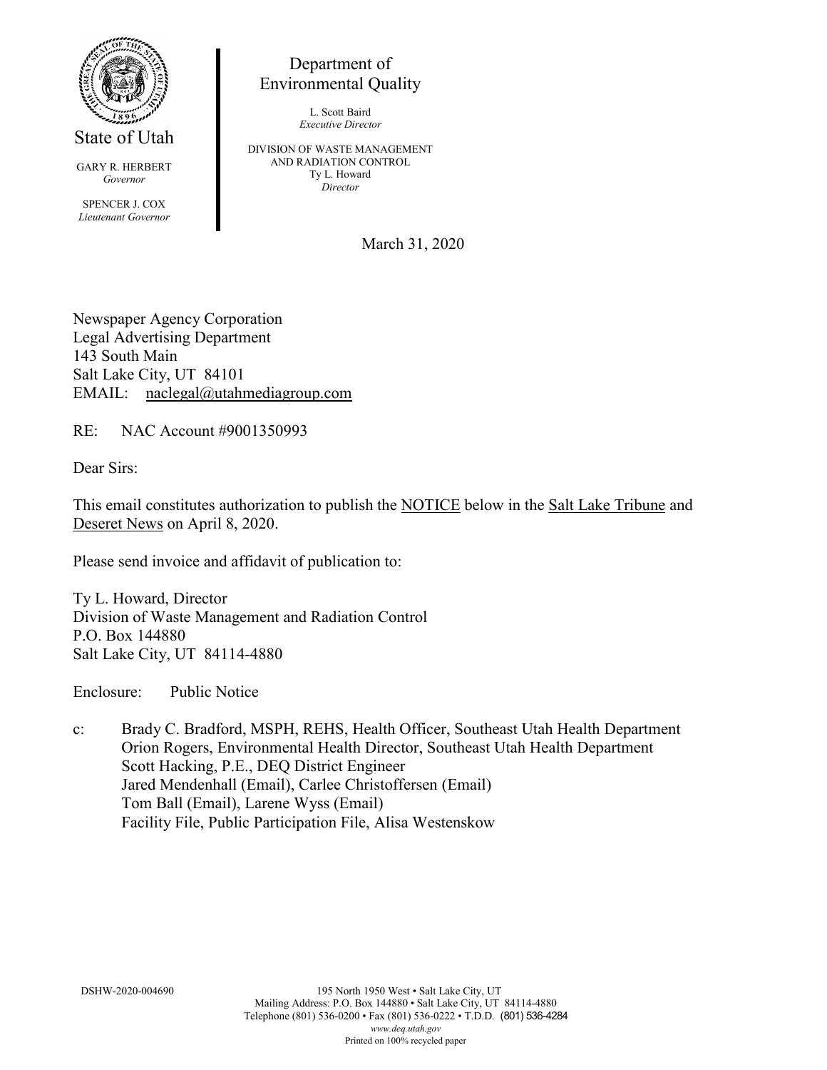State of Utah

GARY R. HERBERT
*Governor*

SPENCER J. COX
*Lieutenant Governor*

Department of
Environmental Quality

L. Scott Baird
*Executive Director*

DIVISION OF WASTE MANAGEMENT
AND RADIATION CONTROL
Ty L. Howard
*Director*

March 31, 2020

Newspaper Agency Corporation
Legal Advertising Department
143 South Main
Salt Lake City, UT 84101
EMAIL: naclegal@utahmediagroup.com

RE: NAC Account #9001350993

Dear Sirs:

This email constitutes authorization to publish the NOTICE below in the Salt Lake Tribune and Deseret News on April 8, 2020.

Please send invoice and affidavit of publication to:

Ty L. Howard, Director
Division of Waste Management and Radiation Control
P.O. Box 144880
Salt Lake City, UT 84114-4880

Enclosure: Public Notice

c: Brady C. Bradford, MSPH, REHS, Health Officer, Southeast Utah Health Department
Orion Rogers, Environmental Health Director, Southeast Utah Health Department
Scott Hacking, P.E., DEQ District Engineer
Jared Mendenhall (Email), Carlee Christoffersen (Email)
Tom Ball (Email), Larene Wyss (Email)
Facility File, Public Participation File, Alisa Westenskow

DSHW-2020-004690

195 North 1950 West • Salt Lake City, UT
Mailing Address: P.O. Box 144880 • Salt Lake City, UT 84114-4880
Telephone (801) 536-0200 • Fax (801) 536-0222 • T.D.D. (801) 536-4284
*www.deq.utah.gov*
Printed on 100% recycled paper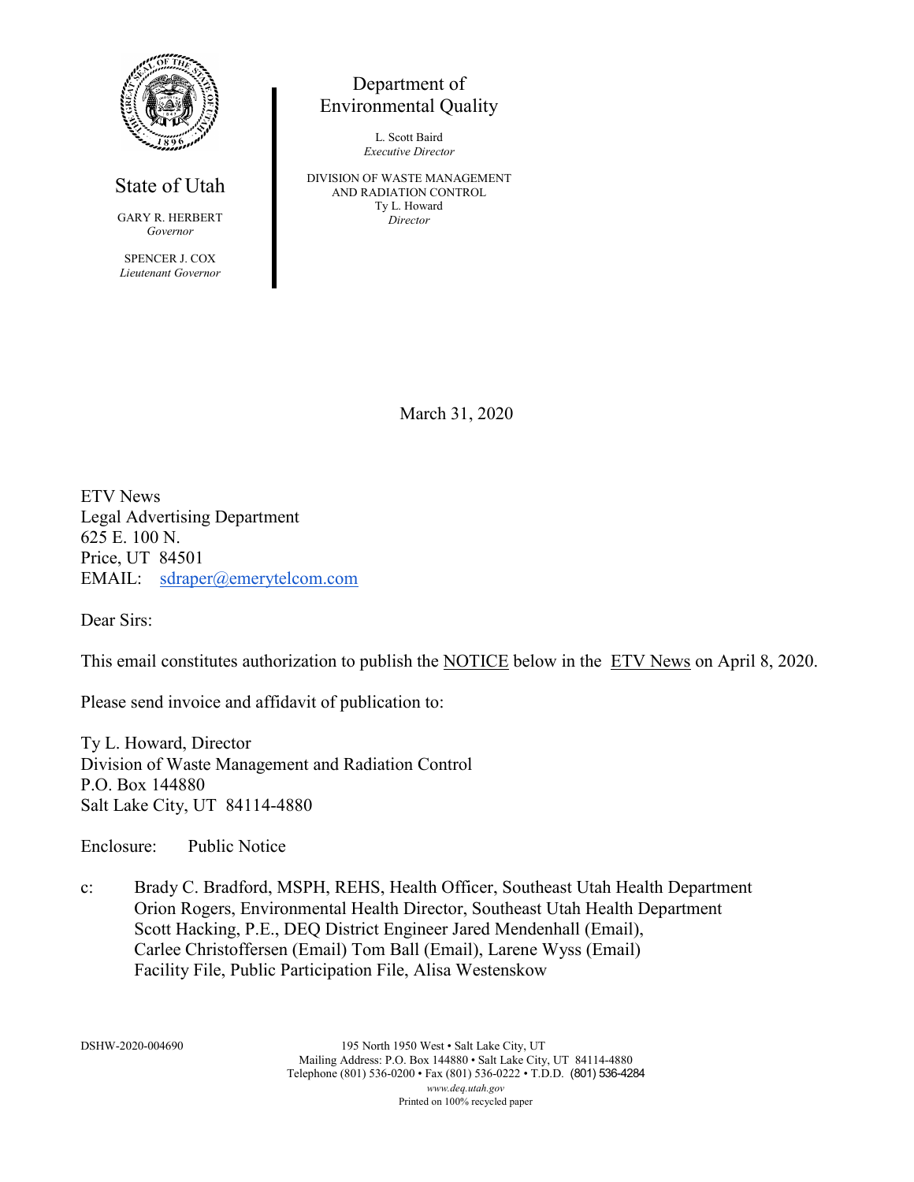State of Utah

GARY R. HERBERT
*Governor*

SPENCER J. COX
*Lieutenant Governor*

Department of Environmental Quality

L. Scott Baird
*Executive Director*

DIVISION OF WASTE MANAGEMENT AND RADIATION CONTROL
Ty L. Howard
*Director*

March 31, 2020

ETV News
Legal Advertising Department
625 E. 100 N.
Price, UT 84501
EMAIL: sdraper@emerytelcom.com

Dear Sirs:

This email constitutes authorization to publish the NOTICE below in the ETV News on April 8, 2020.

Please send invoice and affidavit of publication to:

Ty L. Howard, Director
Division of Waste Management and Radiation Control
P.O. Box 144880
Salt Lake City, UT 84114-4880

Enclosure: Public Notice

c: Brady C. Bradford, MSPH, REHS, Health Officer, Southeast Utah Health Department
Orion Rogers, Environmental Health Director, Southeast Utah Health Department
Scott Hacking, P.E., DEQ District Engineer Jared Mendenhall (Email),
Carlee Christoffersen (Email) Tom Ball (Email), Larene Wyss (Email)
Facility File, Public Participation File, Alisa Westenskow

DSHW-2020-004690

195 North 1950 West • Salt Lake City, UT
Mailing Address: P.O. Box 144880 • Salt Lake City, UT 84114-4880
Telephone (801) 536-0200 • Fax (801) 536-0222 • T.D.D. (801) 536-4284
*www.deq.utah.gov*
Printed on 100% recycled paper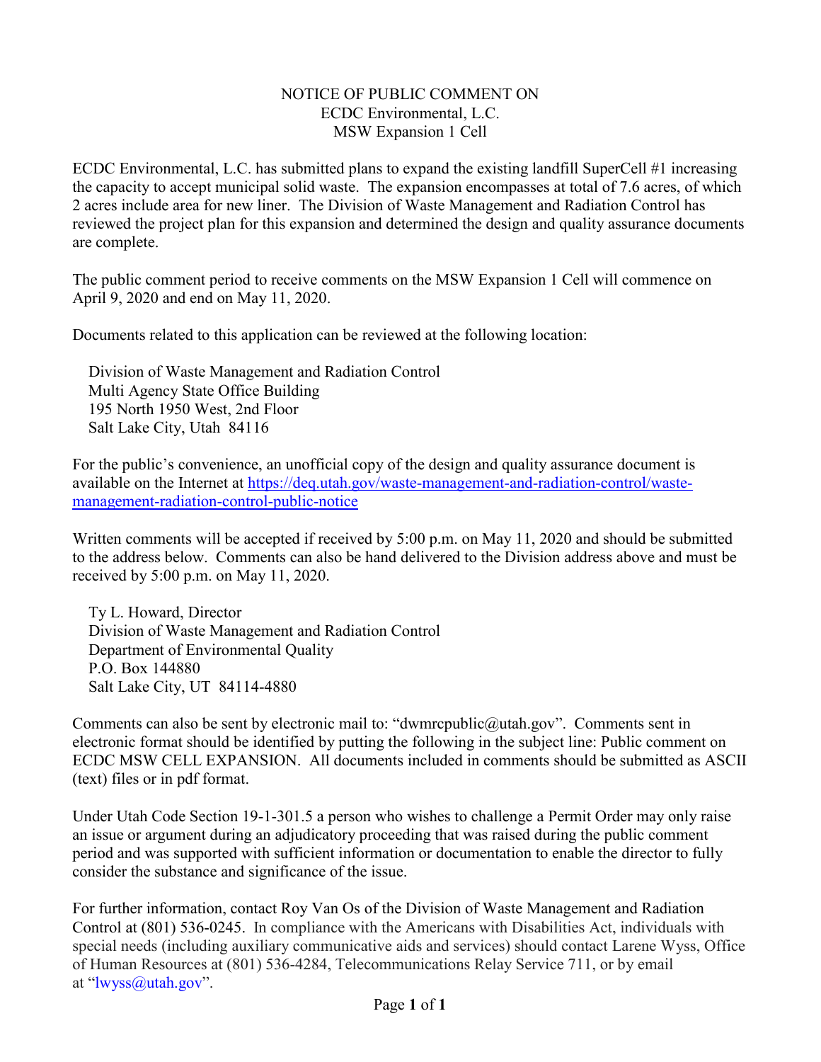# NOTICE OF PUBLIC COMMENT ON
# ECDC Environmental, L.C.
# MSW Expansion 1 Cell

ECDC Environmental, L.C. has submitted plans to expand the existing landfill SuperCell #1 increasing the capacity to accept municipal solid waste. The expansion encompasses at total of 7.6 acres, of which 2 acres include area for new liner. The Division of Waste Management and Radiation Control has reviewed the project plan for this expansion and determined the design and quality assurance documents are complete.

The public comment period to receive comments on the MSW Expansion 1 Cell will commence on April 9, 2020 and end on May 11, 2020.

Documents related to this application can be reviewed at the following location:

Division of Waste Management and Radiation Control
Multi Agency State Office Building
195 North 1950 West, 2nd Floor
Salt Lake City, Utah 84116

For the public's convenience, an unofficial copy of the design and quality assurance document is available on the Internet at https://deq.utah.gov/waste-management-and-radiation-control/waste-management-radiation-control-public-notice

Written comments will be accepted if received by 5:00 p.m. on May 11, 2020 and should be submitted to the address below. Comments can also be hand delivered to the Division address above and must be received by 5:00 p.m. on May 11, 2020.

Ty L. Howard, Director
Division of Waste Management and Radiation Control
Department of Environmental Quality
P.O. Box 144880
Salt Lake City, UT 84114-4880

Comments can also be sent by electronic mail to: "dwmrcpublic@utah.gov". Comments sent in electronic format should be identified by putting the following in the subject line: Public comment on ECDC MSW CELL EXPANSION. All documents included in comments should be submitted as ASCII (text) files or in pdf format.

Under Utah Code Section 19-1-301.5 a person who wishes to challenge a Permit Order may only raise an issue or argument during an adjudicatory proceeding that was raised during the public comment period and was supported with sufficient information or documentation to enable the director to fully consider the substance and significance of the issue.

For further information, contact Roy Van Os of the Division of Waste Management and Radiation Control at (801) 536-0245. In compliance with the Americans with Disabilities Act, individuals with special needs (including auxiliary communicative aids and services) should contact Larene Wyss, Office of Human Resources at (801) 536-4284, Telecommunications Relay Service 711, or by email at "lwyss@utah.gov".